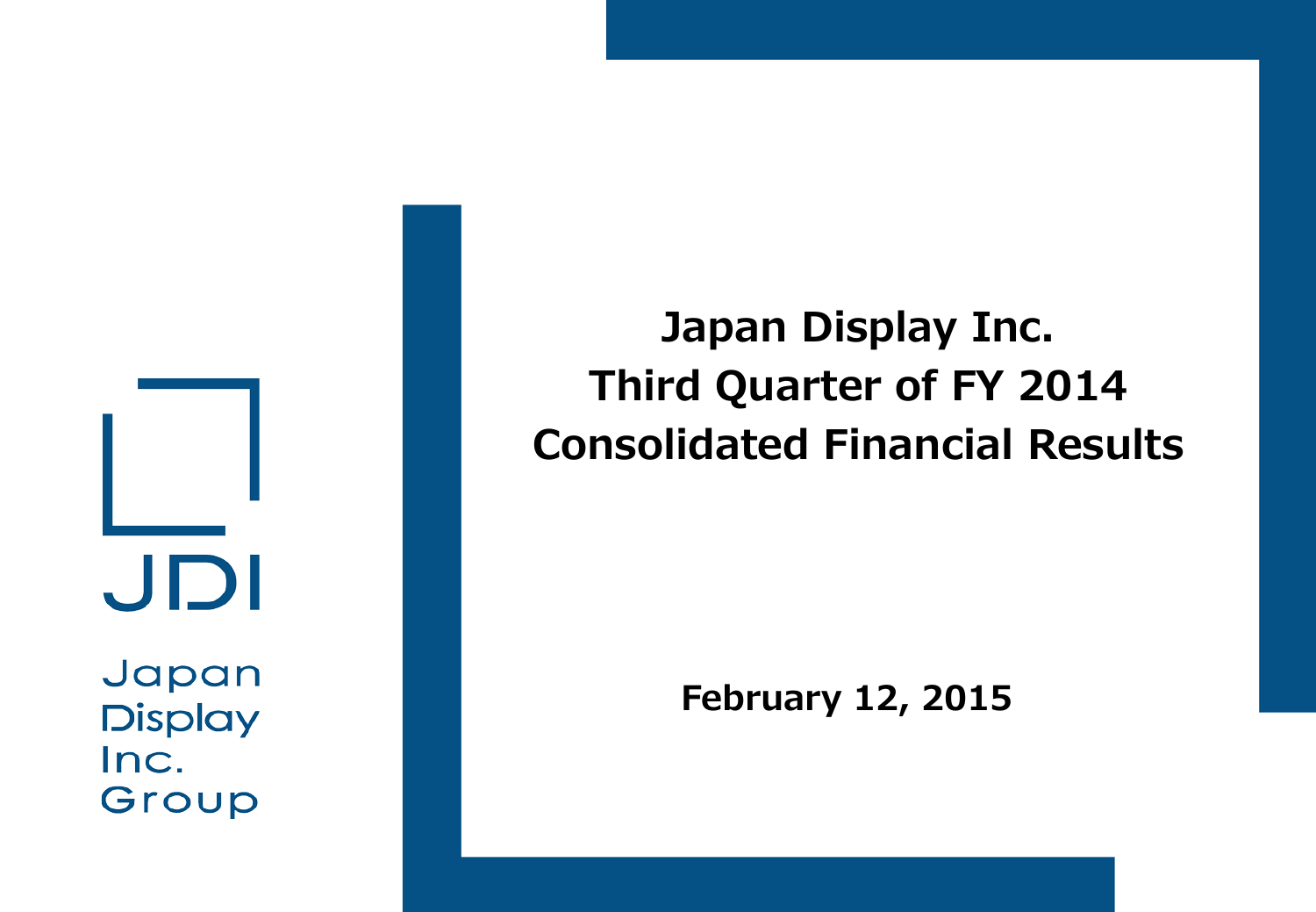JDI

Japan Display Inc. Group

# Japan Display Inc.
# Third Quarter of FY 2014
# Consolidated Financial Results

February 12, 2015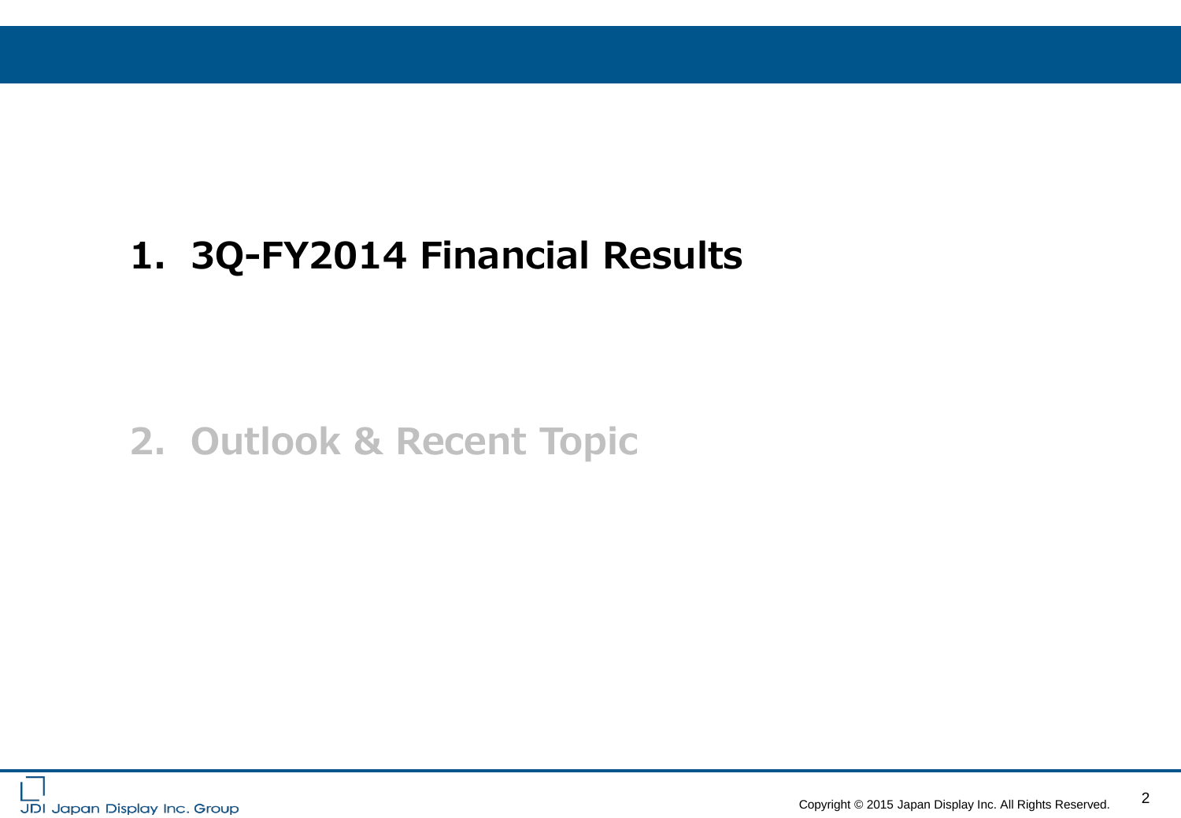1. **3Q-FY2014 Financial Results**

2. Outlook & Recent Topic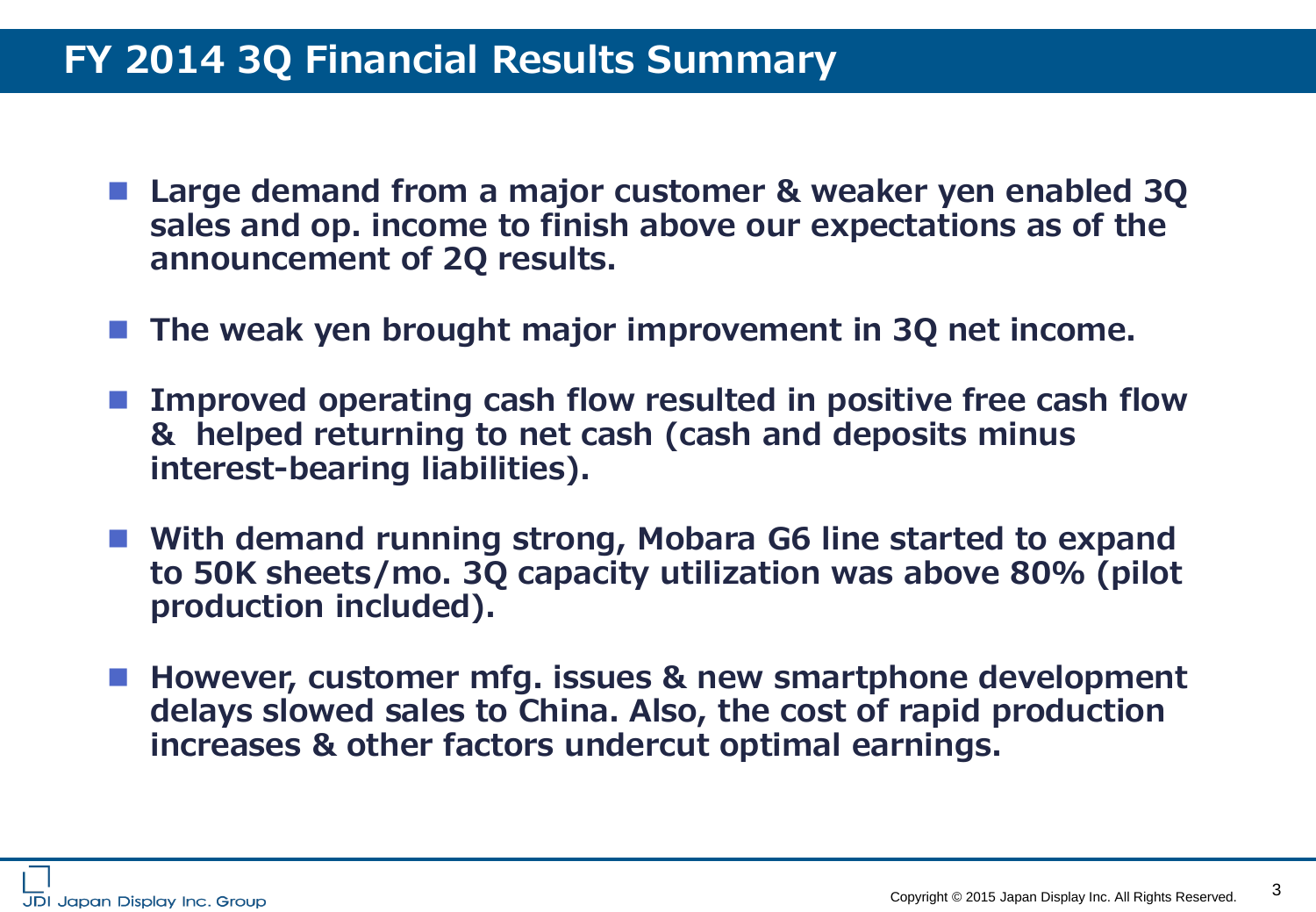# FY 2014 3Q Financial Results Summary

- **Large demand from a major customer & weaker yen enabled 3Q sales and op. income to finish above our expectations as of the announcement of 2Q results.**
- **The weak yen brought major improvement in 3Q net income.**
- **Improved operating cash flow resulted in positive free cash flow & helped returning to net cash (cash and deposits minus interest-bearing liabilities).**
- **With demand running strong, Mobara G6 line started to expand to 50K sheets/mo. 3Q capacity utilization was above 80% (pilot production included).**
- **However, customer mfg. issues & new smartphone development delays slowed sales to China. Also, the cost of rapid production increases & other factors undercut optimal earnings.**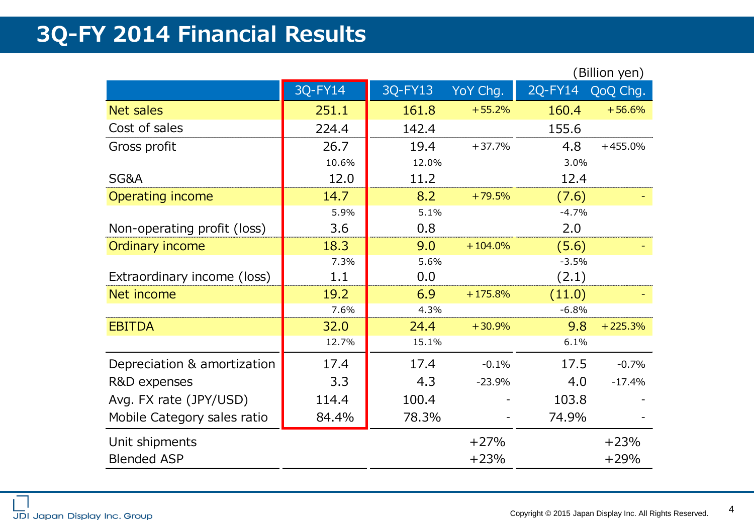# 3Q-FY 2014 Financial Results

(Billion yen)

| | 3Q-FY14 | 3Q-FY13 | YoY Chg. | 2Q-FY14 | QoQ Chg. |
|---|---|---|---|---|---|
| Net sales | 251.1 | 161.8 | +55.2% | 160.4 | +56.6% |
| Cost of sales | 224.4 | 142.4 | | 155.6 | |
| Gross profit | 26.7 | 19.4 | +37.7% | 4.8 | +455.0% |
| | 10.6% | 12.0% | | 3.0% | |
| SG&A | 12.0 | 11.2 | | 12.4 | |
| Operating income | 14.7 | 8.2 | +79.5% | (7.6) | - |
| | 5.9% | 5.1% | | -4.7% | |
| Non-operating profit (loss) | 3.6 | 0.8 | | 2.0 | |
| Ordinary income | 18.3 | 9.0 | +104.0% | (5.6) | - |
| | 7.3% | 5.6% | | -3.5% | |
| Extraordinary income (loss) | 1.1 | 0.0 | | (2.1) | |
| Net income | 19.2 | 6.9 | +175.8% | (11.0) | - |
| | 7.6% | 4.3% | | -6.8% | |
| EBITDA | 32.0 | 24.4 | +30.9% | 9.8 | +225.3% |
| | 12.7% | 15.1% | | 6.1% | |
| Depreciation & amortization | 17.4 | 17.4 | -0.1% | 17.5 | -0.7% |
| R&D expenses | 3.3 | 4.3 | -23.9% | 4.0 | -17.4% |
| Avg. FX rate (JPY/USD) | 114.4 | 100.4 | - | 103.8 | - |
| Mobile Category sales ratio | 84.4% | 78.3% | - | 74.9% | - |
| Unit shipments | | | +27% | | +23% |
| Blended ASP | | | +23% | | +29% |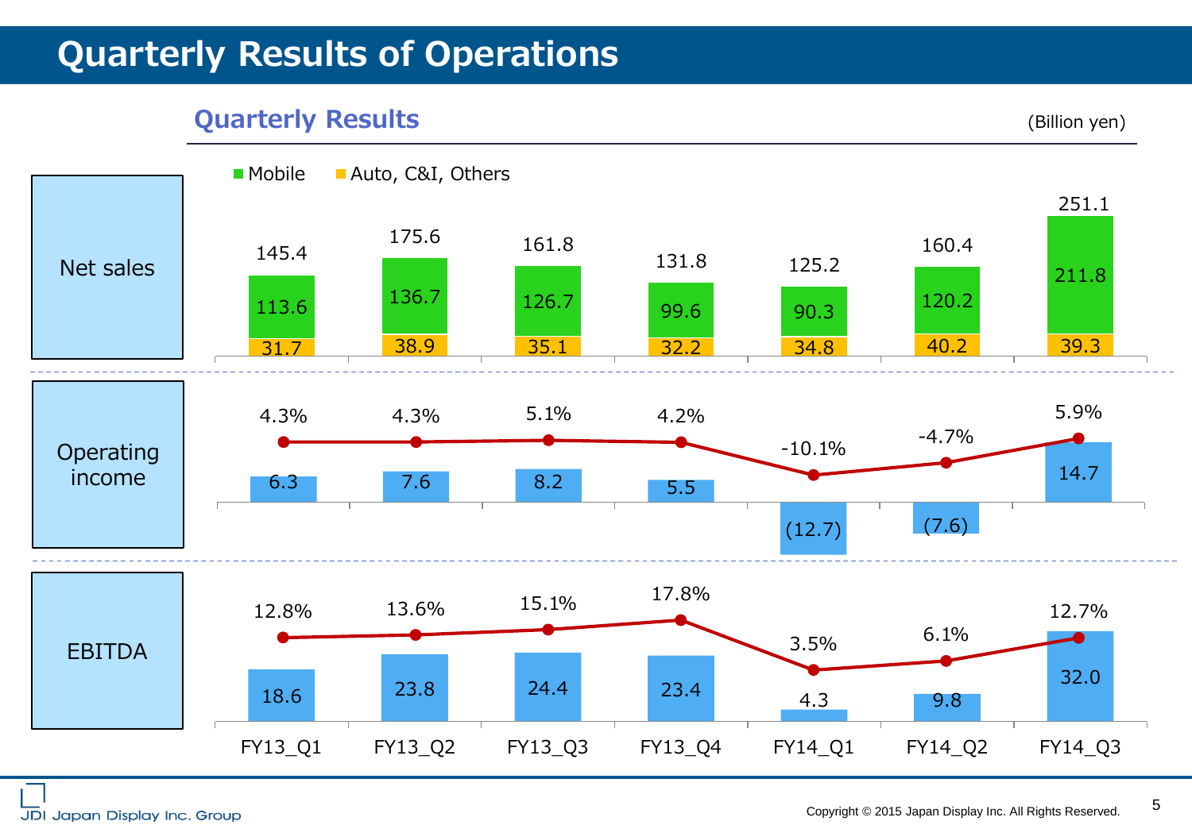# Quarterly Results of Operations

## Quarterly Results

(Billion yen)

| | FY13_Q1 | FY13_Q2 | FY13_Q3 | FY13_Q4 | FY14_Q1 | FY14_Q2 | FY14_Q3 |
|---|---|---|---|---|---|---|---|
| **Net sales** | 145.4 | 175.6 | 161.8 | 131.8 | 125.2 | 160.4 | 251.1 |
| Mobile | 113.6 | 136.7 | 126.7 | 99.6 | 90.3 | 120.2 | 211.8 |
| Auto, C&I, Others | 31.7 | 38.9 | 35.1 | 32.2 | 34.8 | 40.2 | 39.3 |
| **Operating income** | 6.3 | 7.6 | 8.2 | 5.5 | (12.7) | (7.6) | 14.7 |
| Operating margin | 4.3% | 4.3% | 5.1% | 4.2% | -10.1% | -4.7% | 5.9% |
| **EBITDA** | 18.6 | 23.8 | 24.4 | 23.4 | 4.3 | 9.8 | 32.0 |
| EBITDA margin | 12.8% | 13.6% | 15.1% | 17.8% | 3.5% | 6.1% | 12.7% |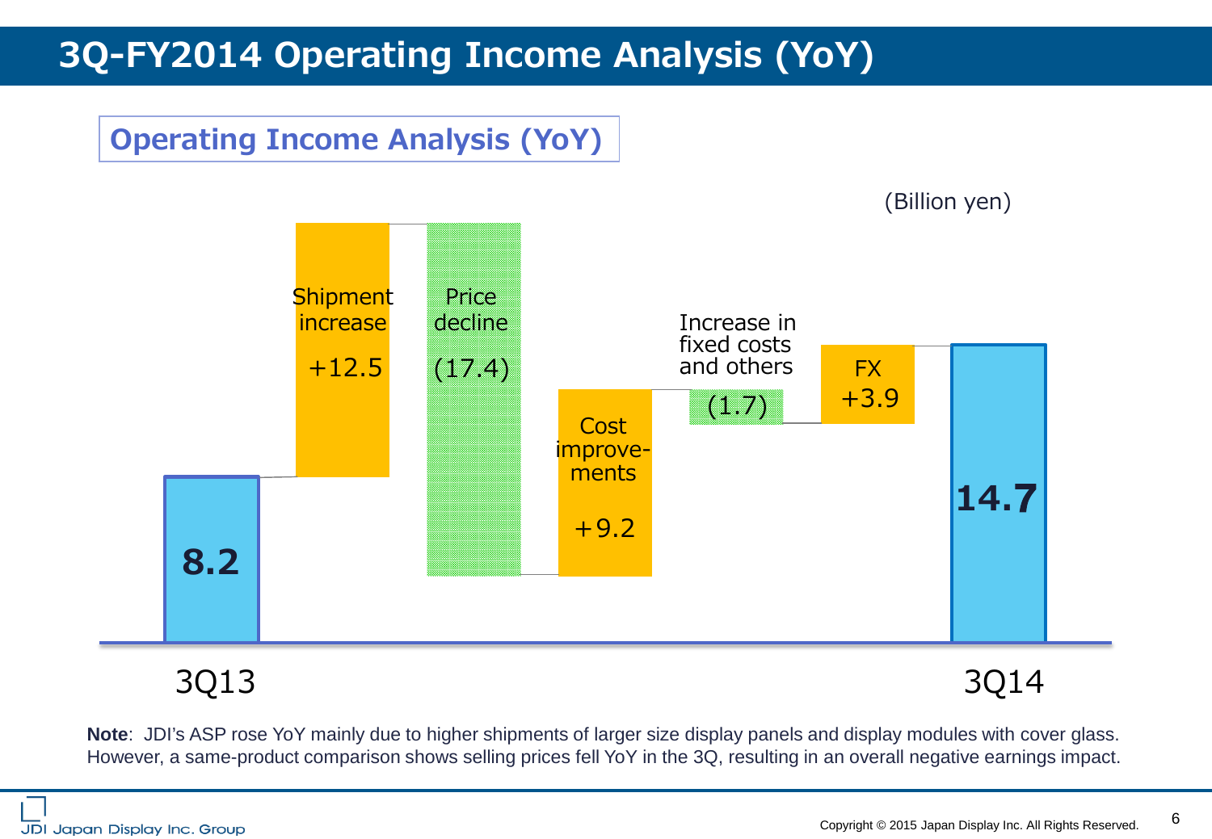# 3Q-FY2014 Operating Income Analysis (YoY)

## Operating Income Analysis (YoY)

(Billion yen)

| Item | Amount |
|---|---|
| 3Q13 | 8.2 |
| Shipment increase | +12.5 |
| Price decline | (17.4) |
| Cost improvements | +9.2 |
| Increase in fixed costs and others | (1.7) |
| FX | +3.9 |
| 3Q14 | 14.7 |

**Note**: JDI's ASP rose YoY mainly due to higher shipments of larger size display panels and display modules with cover glass. However, a same-product comparison shows selling prices fell YoY in the 3Q, resulting in an overall negative earnings impact.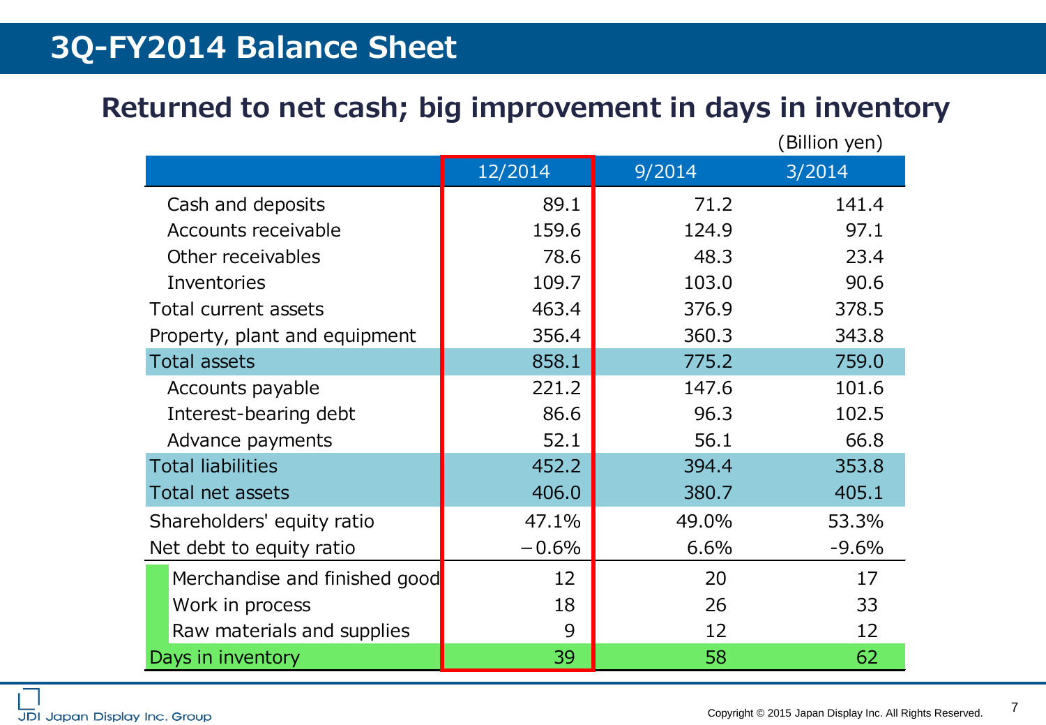# 3Q-FY2014 Balance Sheet

## Returned to net cash; big improvement in days in inventory

(Billion yen)

| | 12/2014 | 9/2014 | 3/2014 |
|---|---|---|---|
| Cash and deposits | 89.1 | 71.2 | 141.4 |
| Accounts receivable | 159.6 | 124.9 | 97.1 |
| Other receivables | 78.6 | 48.3 | 23.4 |
| Inventories | 109.7 | 103.0 | 90.6 |
| Total current assets | 463.4 | 376.9 | 378.5 |
| Property, plant and equipment | 356.4 | 360.3 | 343.8 |
| Total assets | 858.1 | 775.2 | 759.0 |
| Accounts payable | 221.2 | 147.6 | 101.6 |
| Interest-bearing debt | 86.6 | 96.3 | 102.5 |
| Advance payments | 52.1 | 56.1 | 66.8 |
| Total liabilities | 452.2 | 394.4 | 353.8 |
| Total net assets | 406.0 | 380.7 | 405.1 |
| Shareholders' equity ratio | 47.1% | 49.0% | 53.3% |
| Net debt to equity ratio | −0.6% | 6.6% | -9.6% |
| Merchandise and finished good | 12 | 20 | 17 |
| Work in process | 18 | 26 | 33 |
| Raw materials and supplies | 9 | 12 | 12 |
| Days in inventory | 39 | 58 | 62 |

JDI Japan Display Inc. Group

Copyright © 2015 Japan Display Inc. All Rights Reserved.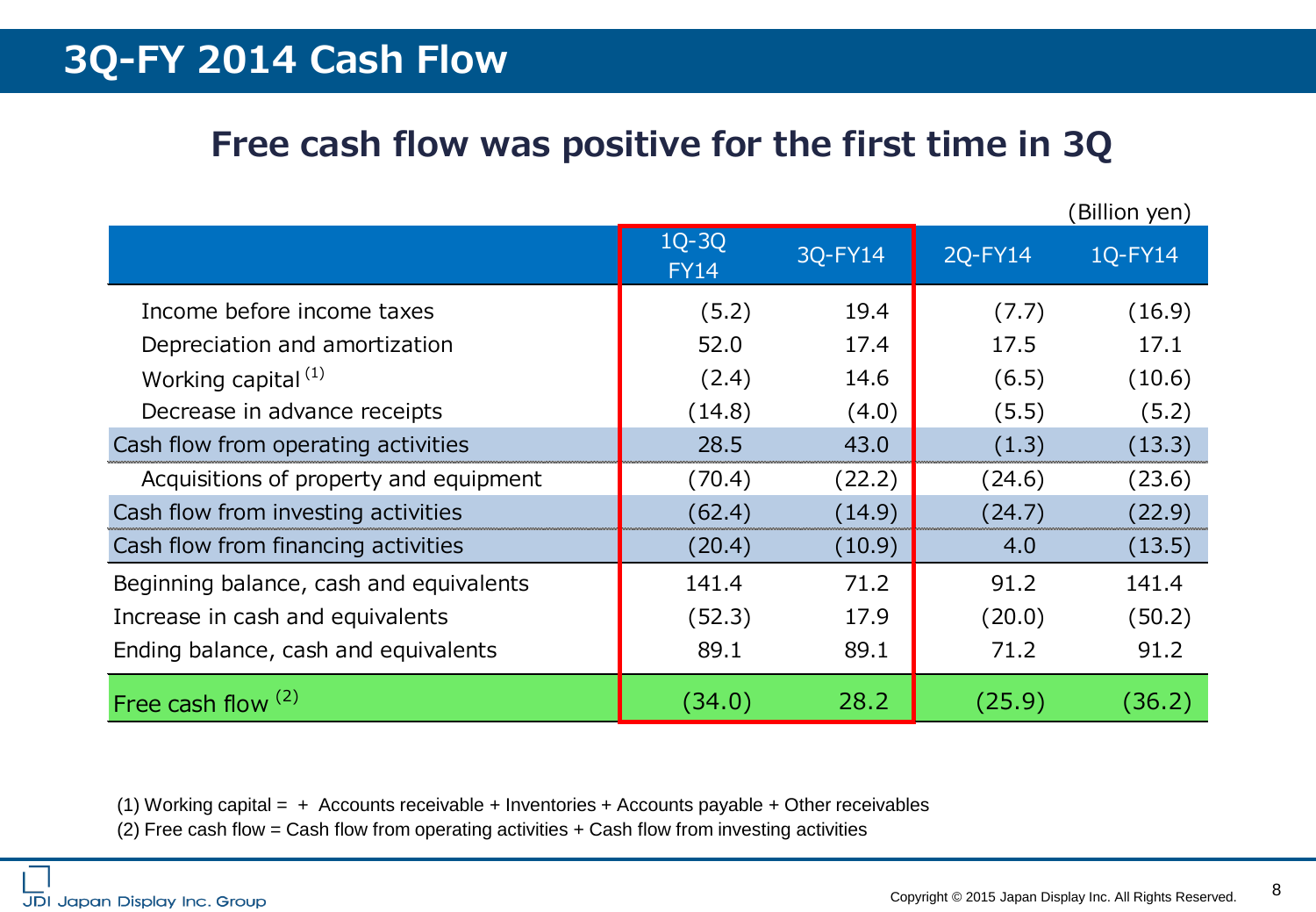# 3Q-FY 2014 Cash Flow

## Free cash flow was positive for the first time in 3Q

(Billion yen)

| | 1Q-3Q FY14 | 3Q-FY14 | 2Q-FY14 | 1Q-FY14 |
|---|---|---|---|---|
| Income before income taxes | (5.2) | 19.4 | (7.7) | (16.9) |
| Depreciation and amortization | 52.0 | 17.4 | 17.5 | 17.1 |
| Working capital [(1)] | (2.4) | 14.6 | (6.5) | (10.6) |
| Decrease in advance receipts | (14.8) | (4.0) | (5.5) | (5.2) |
| Cash flow from operating activities | 28.5 | 43.0 | (1.3) | (13.3) |
| Acquisitions of property and equipment | (70.4) | (22.2) | (24.6) | (23.6) |
| Cash flow from investing activities | (62.4) | (14.9) | (24.7) | (22.9) |
| Cash flow from financing activities | (20.4) | (10.9) | 4.0 | (13.5) |
| Beginning balance, cash and equivalents | 141.4 | 71.2 | 91.2 | 141.4 |
| Increase in cash and equivalents | (52.3) | 17.9 | (20.0) | (50.2) |
| Ending balance, cash and equivalents | 89.1 | 89.1 | 71.2 | 91.2 |
| Free cash flow [(2)] | (34.0) | 28.2 | (25.9) | (36.2) |

(1) Working capital = + Accounts receivable + Inventories + Accounts payable + Other receivables

(2) Free cash flow = Cash flow from operating activities + Cash flow from investing activities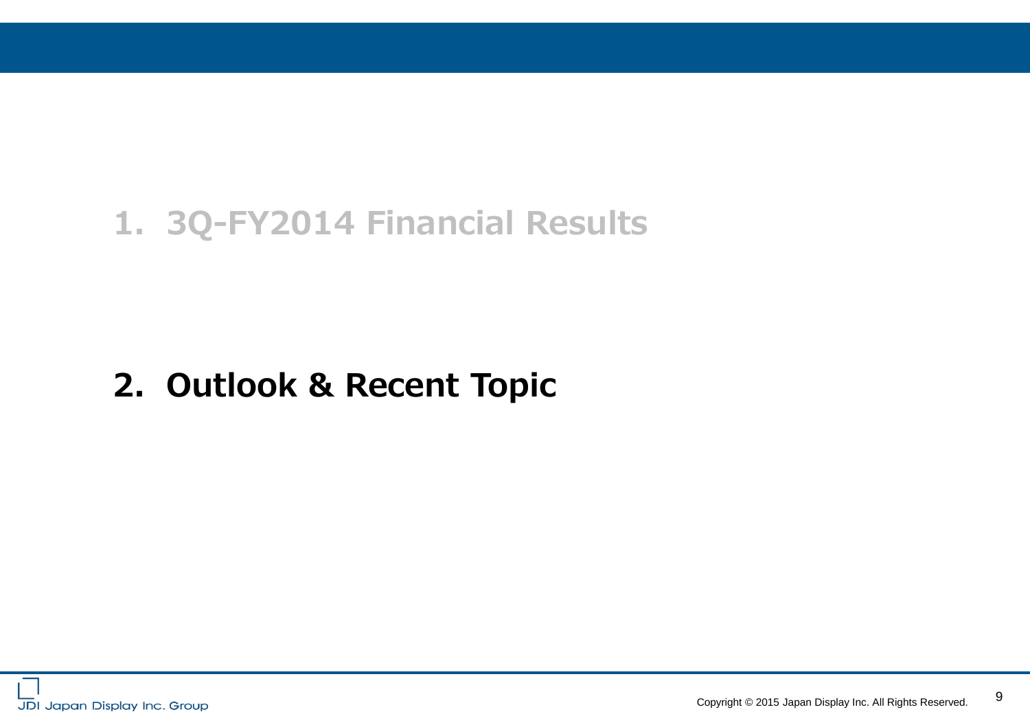1. 3Q-FY2014 Financial Results

## 2. Outlook & Recent Topic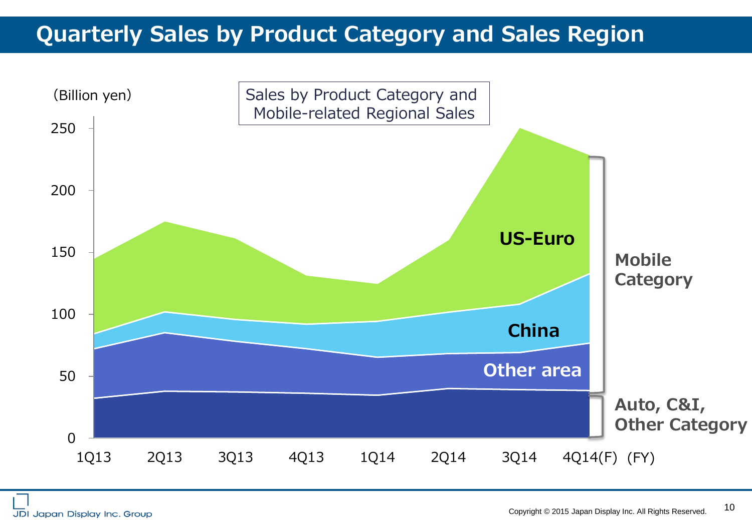# Quarterly Sales by Product Category and Sales Region

Sales by Product Category and Mobile-related Regional Sales

(Billion yen)

250

200

150

100

50

0

1Q13 2Q13 3Q13 4Q13 1Q14 2Q14 3Q14 4Q14(F) (FY)

US-Euro

China

Other area

Mobile Category

Auto, C&I, Other Category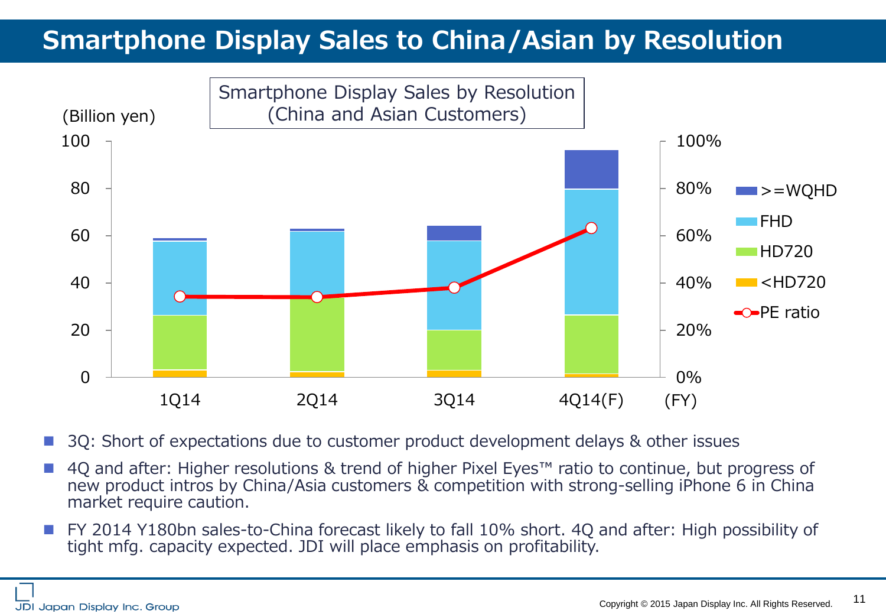# Smartphone Display Sales to China/Asian by Resolution

Smartphone Display Sales by Resolution
(China and Asian Customers)

(Billion yen)

100
80
60
40
20
0

100%
80%
60%
40%
20%
0%

1Q14 2Q14 3Q14 4Q14(F) (FY)

>=WQHD
FHD
HD720
<HD720
PE ratio

- 3Q: Short of expectations due to customer product development delays & other issues
- 4Q and after: Higher resolutions & trend of higher Pixel Eyes™ ratio to continue, but progress of new product intros by China/Asia customers & competition with strong-selling iPhone 6 in China market require caution.
- FY 2014 Y180bn sales-to-China forecast likely to fall 10% short. 4Q and after: High possibility of tight mfg. capacity expected. JDI will place emphasis on profitability.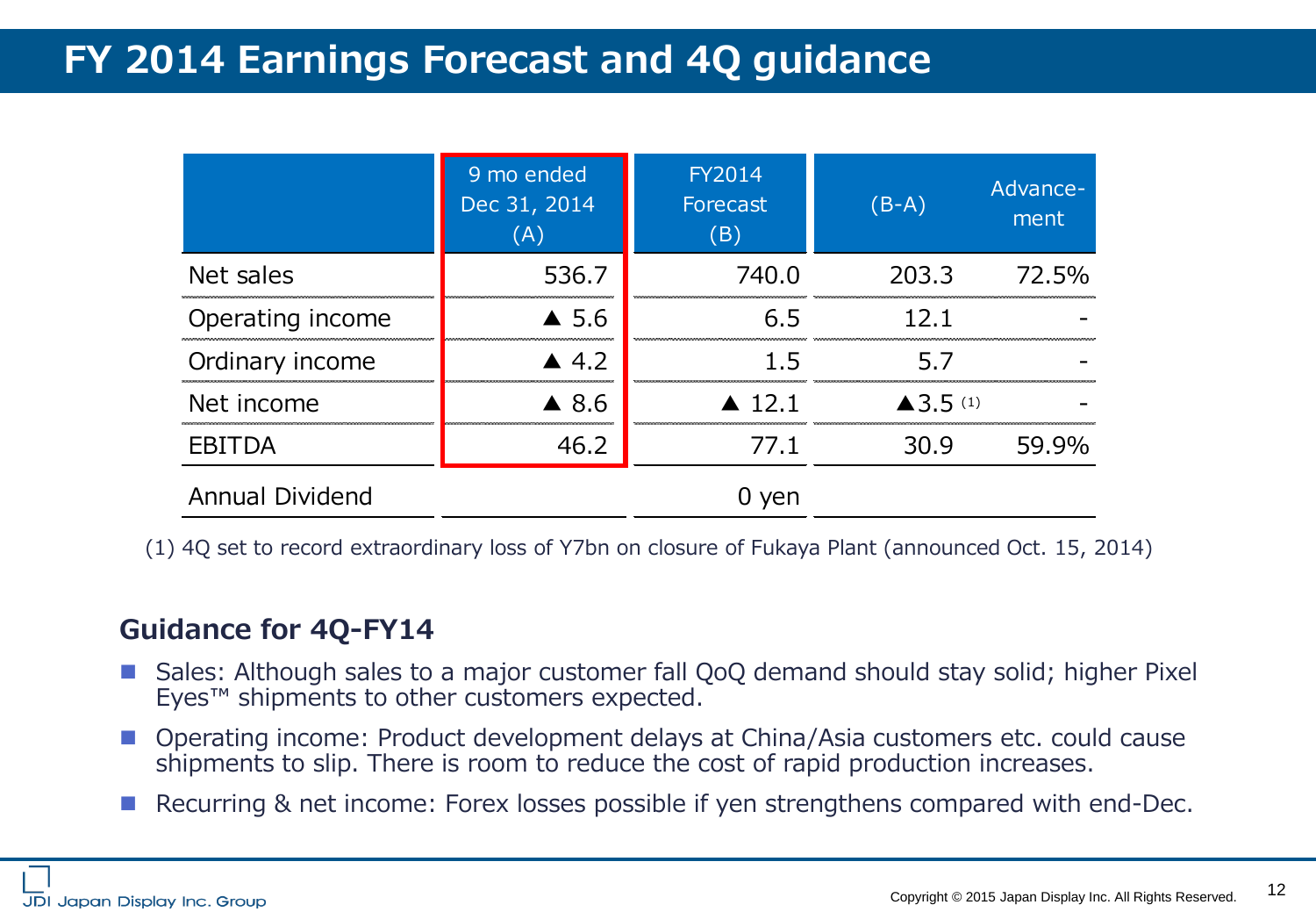# FY 2014 Earnings Forecast and 4Q guidance

| | 9 mo ended Dec 31, 2014 (A) | FY2014 Forecast (B) | (B-A) | Advance-ment |
|---|---|---|---|---|
| Net sales | 536.7 | 740.0 | 203.3 | 72.5% |
| Operating income | ▲ 5.6 | 6.5 | 12.1 | - |
| Ordinary income | ▲ 4.2 | 1.5 | 5.7 | - |
| Net income | ▲ 8.6 | ▲ 12.1 | ▲3.5 (1) | - |
| EBITDA | 46.2 | 77.1 | 30.9 | 59.9% |
| Annual Dividend | | 0 yen | | |

(1) 4Q set to record extraordinary loss of Y7bn on closure of Fukaya Plant (announced Oct. 15, 2014)

## Guidance for 4Q-FY14

- Sales: Although sales to a major customer fall QoQ demand should stay solid; higher Pixel Eyes™ shipments to other customers expected.
- Operating income: Product development delays at China/Asia customers etc. could cause shipments to slip. There is room to reduce the cost of rapid production increases.
- Recurring & net income: Forex losses possible if yen strengthens compared with end-Dec.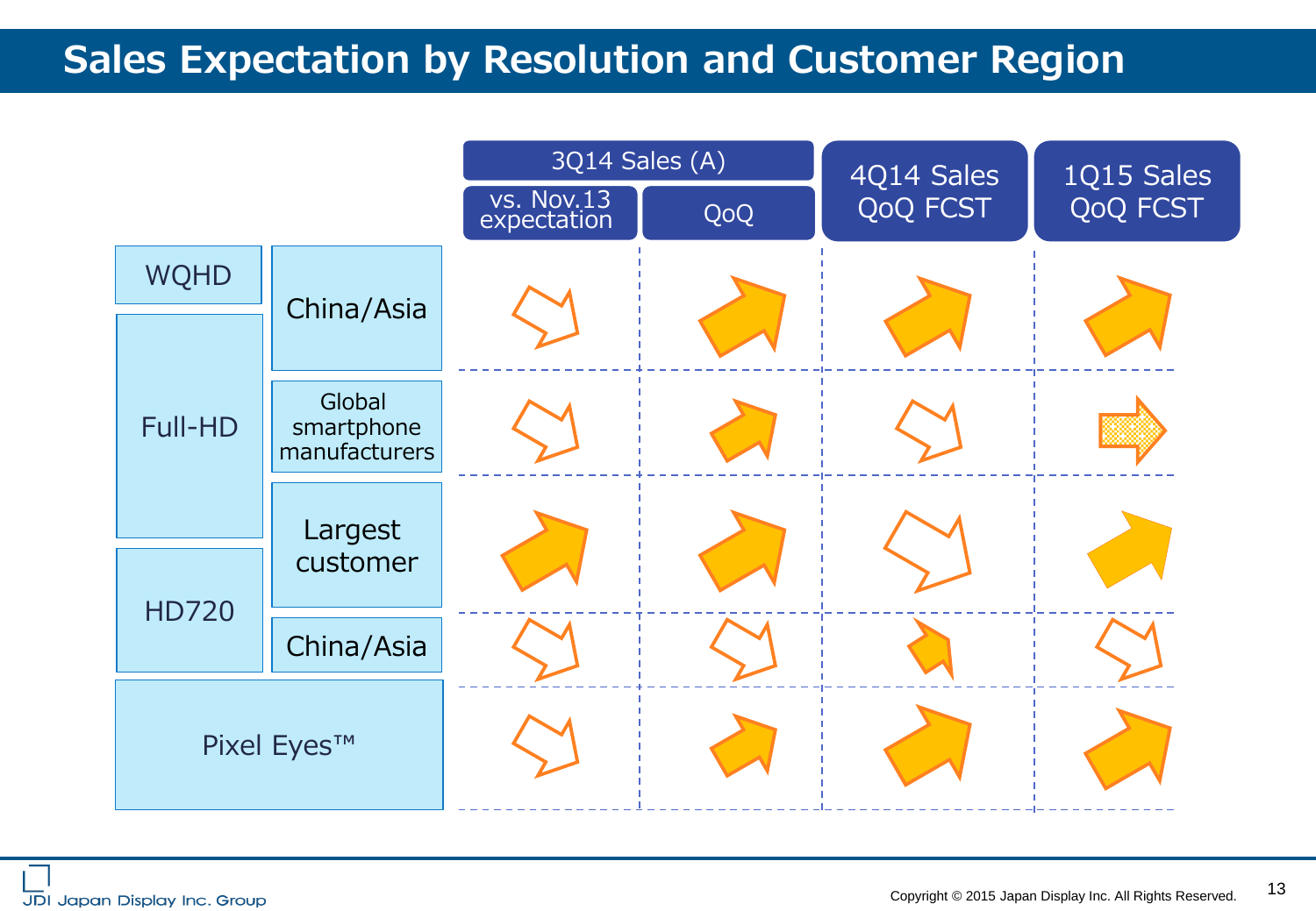# Sales Expectation by Resolution and Customer Region

| Resolution | Customer Region | 3Q14 Sales (A) vs. Nov.13 expectation | 3Q14 Sales (A) QoQ | 4Q14 Sales QoQ FCST | 1Q15 Sales QoQ FCST |
|---|---|---|---|---|---|
| WQHD / Full-HD | China/Asia | ↘ | ↗ | ↗ | ↗ |
| Full-HD | Global smartphone manufacturers | ↘ | ↗ | ↘ | → |
| Full-HD / HD720 | Largest customer | ↗ | ↗ | ↘ | ↗ |
| HD720 | China/Asia | ↘ | ↘ | ↘ | ↘ |
| Pixel Eyes™ | | ↘ | ↗ | ↗ | ↗ |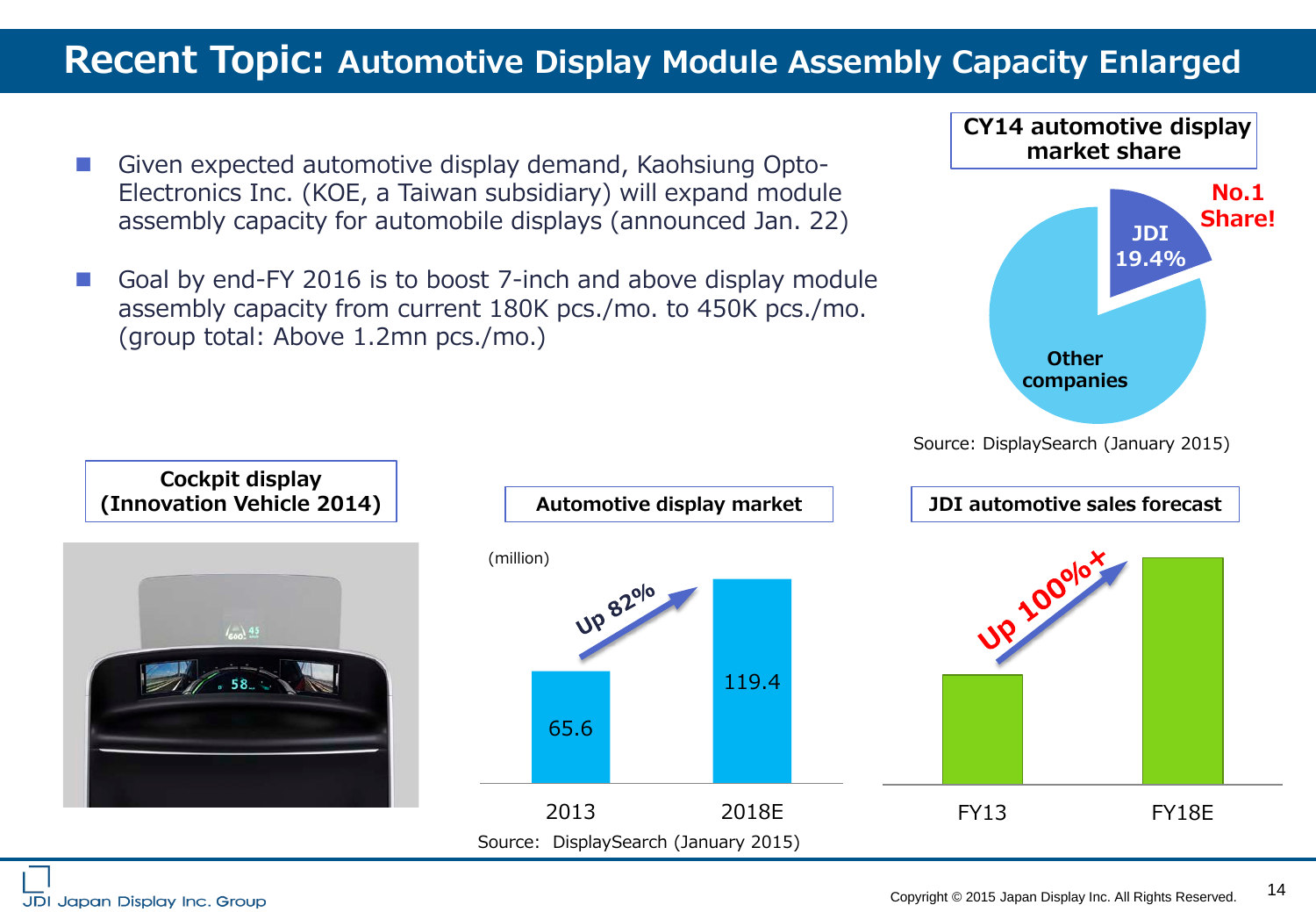# Recent Topic: Automotive Display Module Assembly Capacity Enlarged

- Given expected automotive display demand, Kaohsiung Opto-Electronics Inc. (KOE, a Taiwan subsidiary) will expand module assembly capacity for automobile displays (announced Jan. 22)
- Goal by end-FY 2016 is to boost 7-inch and above display module assembly capacity from current 180K pcs./mo. to 450K pcs./mo. (group total: Above 1.2mn pcs./mo.)

**CY14 automotive display market share**

No.1 Share!

- JDI 19.4%
- Other companies

Source: DisplaySearch (January 2015)

**Cockpit display (Innovation Vehicle 2014)**

**Automotive display market**

(million)

| 2013 | 2018E |
|---|---|
| 65.6 | 119.4 |

Up 82%

Source: DisplaySearch (January 2015)

**JDI automotive sales forecast**

FY13 → FY18E: Up 100%+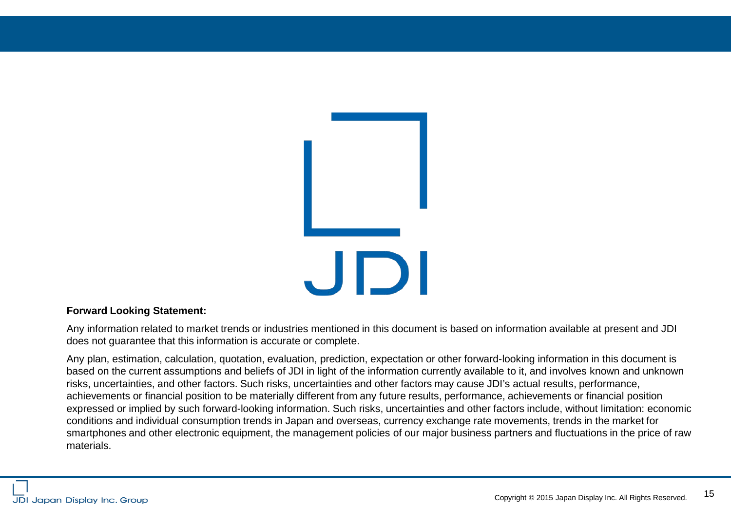JDI

**Forward Looking Statement:**

Any information related to market trends or industries mentioned in this document is based on information available at present and JDI does not guarantee that this information is accurate or complete.

Any plan, estimation, calculation, quotation, evaluation, prediction, expectation or other forward-looking information in this document is based on the current assumptions and beliefs of JDI in light of the information currently available to it, and involves known and unknown risks, uncertainties, and other factors. Such risks, uncertainties and other factors may cause JDI's actual results, performance, achievements or financial position to be materially different from any future results, performance, achievements or financial position expressed or implied by such forward-looking information. Such risks, uncertainties and other factors include, without limitation: economic conditions and individual consumption trends in Japan and overseas, currency exchange rate movements, trends in the market for smartphones and other electronic equipment, the management policies of our major business partners and fluctuations in the price of raw materials.